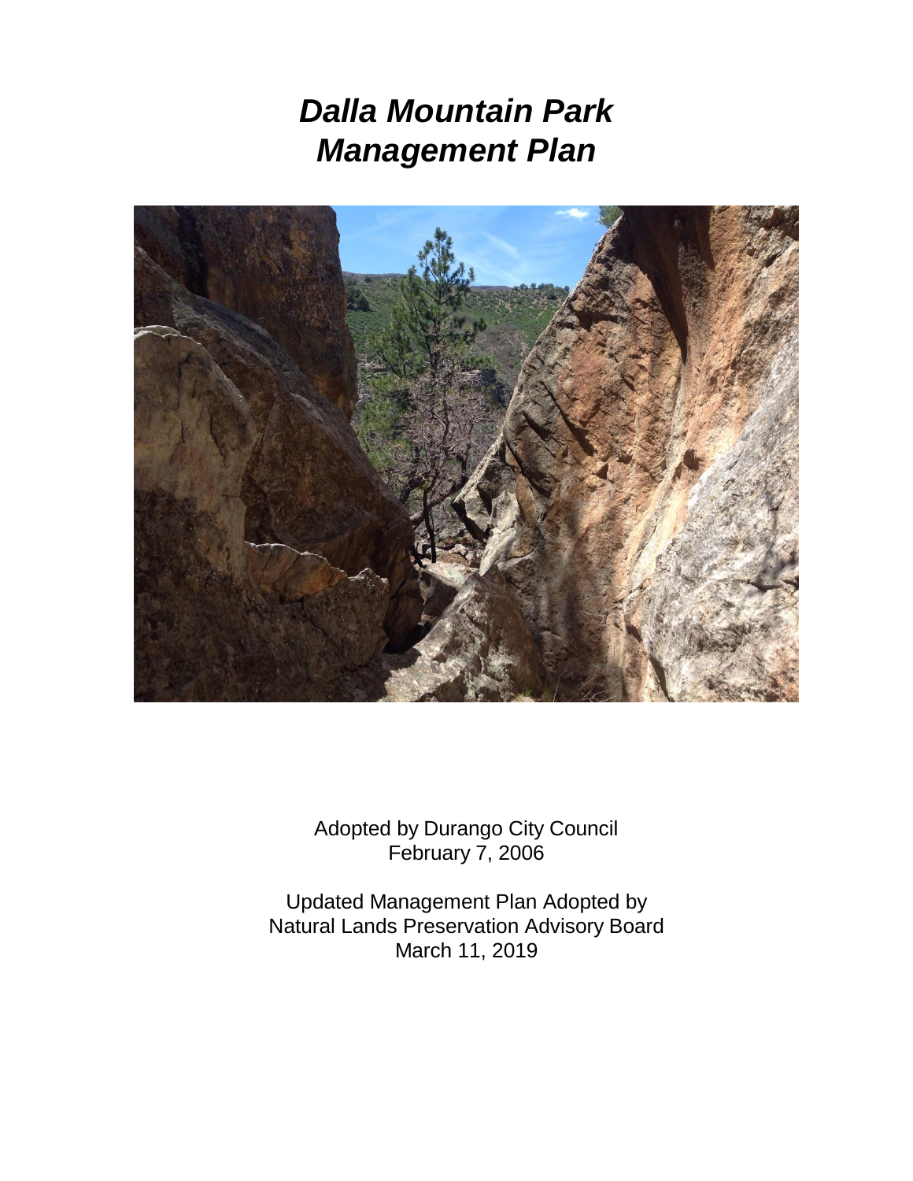# *Dalla Mountain Park Management Plan*

Adopted by Durango City Council
February 7, 2006

Updated Management Plan Adopted by
Natural Lands Preservation Advisory Board
March 11, 2019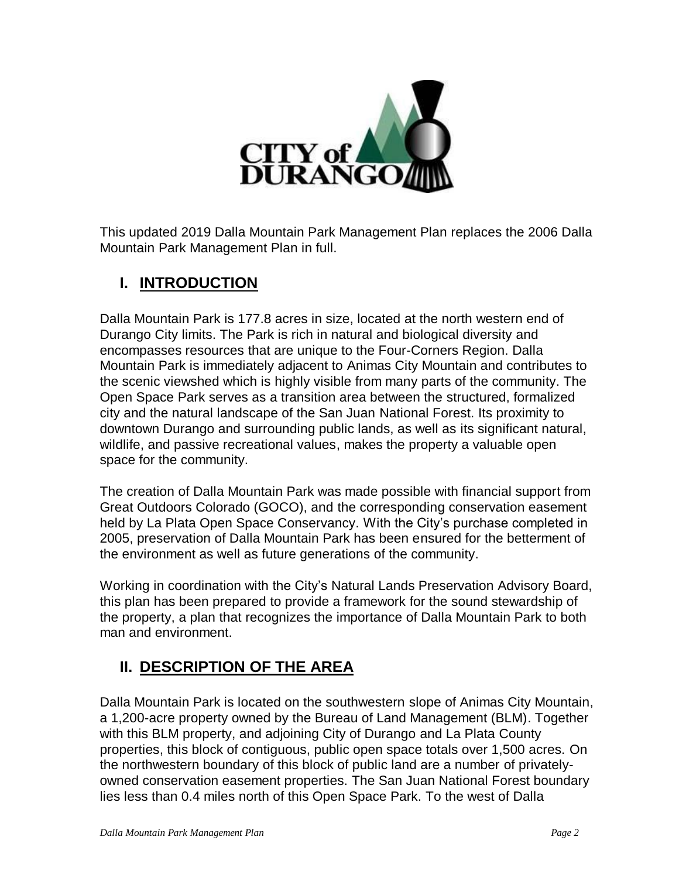This updated 2019 Dalla Mountain Park Management Plan replaces the 2006 Dalla Mountain Park Management Plan in full.

## I. INTRODUCTION

Dalla Mountain Park is 177.8 acres in size, located at the north western end of Durango City limits. The Park is rich in natural and biological diversity and encompasses resources that are unique to the Four-Corners Region. Dalla Mountain Park is immediately adjacent to Animas City Mountain and contributes to the scenic viewshed which is highly visible from many parts of the community. The Open Space Park serves as a transition area between the structured, formalized city and the natural landscape of the San Juan National Forest. Its proximity to downtown Durango and surrounding public lands, as well as its significant natural, wildlife, and passive recreational values, makes the property a valuable open space for the community.

The creation of Dalla Mountain Park was made possible with financial support from Great Outdoors Colorado (GOCO), and the corresponding conservation easement held by La Plata Open Space Conservancy. With the City's purchase completed in 2005, preservation of Dalla Mountain Park has been ensured for the betterment of the environment as well as future generations of the community.

Working in coordination with the City's Natural Lands Preservation Advisory Board, this plan has been prepared to provide a framework for the sound stewardship of the property, a plan that recognizes the importance of Dalla Mountain Park to both man and environment.

## II. DESCRIPTION OF THE AREA

Dalla Mountain Park is located on the southwestern slope of Animas City Mountain, a 1,200-acre property owned by the Bureau of Land Management (BLM). Together with this BLM property, and adjoining City of Durango and La Plata County properties, this block of contiguous, public open space totals over 1,500 acres. On the northwestern boundary of this block of public land are a number of privately-owned conservation easement properties. The San Juan National Forest boundary lies less than 0.4 miles north of this Open Space Park. To the west of Dalla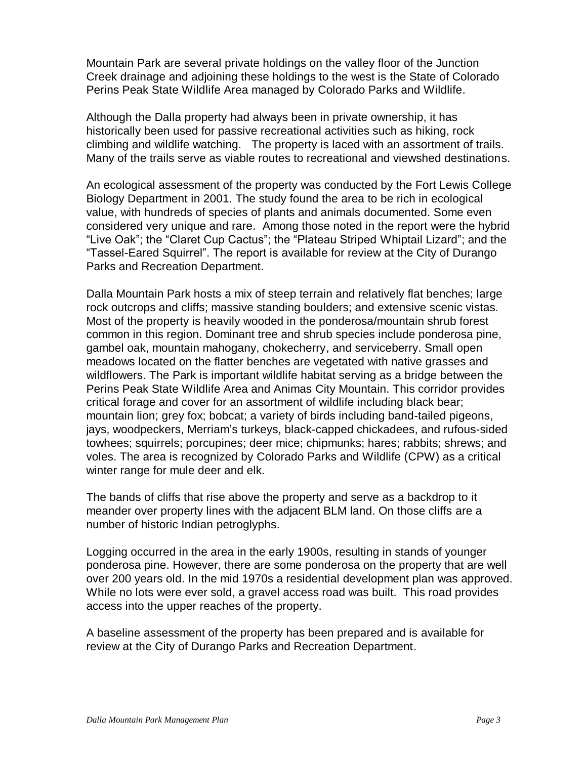Mountain Park are several private holdings on the valley floor of the Junction Creek drainage and adjoining these holdings to the west is the State of Colorado Perins Peak State Wildlife Area managed by Colorado Parks and Wildlife.

Although the Dalla property had always been in private ownership, it has historically been used for passive recreational activities such as hiking, rock climbing and wildlife watching. The property is laced with an assortment of trails. Many of the trails serve as viable routes to recreational and viewshed destinations.

An ecological assessment of the property was conducted by the Fort Lewis College Biology Department in 2001. The study found the area to be rich in ecological value, with hundreds of species of plants and animals documented. Some even considered very unique and rare. Among those noted in the report were the hybrid "Live Oak"; the "Claret Cup Cactus"; the "Plateau Striped Whiptail Lizard"; and the "Tassel-Eared Squirrel". The report is available for review at the City of Durango Parks and Recreation Department.

Dalla Mountain Park hosts a mix of steep terrain and relatively flat benches; large rock outcrops and cliffs; massive standing boulders; and extensive scenic vistas. Most of the property is heavily wooded in the ponderosa/mountain shrub forest common in this region. Dominant tree and shrub species include ponderosa pine, gambel oak, mountain mahogany, chokecherry, and serviceberry. Small open meadows located on the flatter benches are vegetated with native grasses and wildflowers. The Park is important wildlife habitat serving as a bridge between the Perins Peak State Wildlife Area and Animas City Mountain. This corridor provides critical forage and cover for an assortment of wildlife including black bear; mountain lion; grey fox; bobcat; a variety of birds including band-tailed pigeons, jays, woodpeckers, Merriam's turkeys, black-capped chickadees, and rufous-sided towhees; squirrels; porcupines; deer mice; chipmunks; hares; rabbits; shrews; and voles. The area is recognized by Colorado Parks and Wildlife (CPW) as a critical winter range for mule deer and elk.

The bands of cliffs that rise above the property and serve as a backdrop to it meander over property lines with the adjacent BLM land. On those cliffs are a number of historic Indian petroglyphs.

Logging occurred in the area in the early 1900s, resulting in stands of younger ponderosa pine. However, there are some ponderosa on the property that are well over 200 years old. In the mid 1970s a residential development plan was approved. While no lots were ever sold, a gravel access road was built. This road provides access into the upper reaches of the property.

A baseline assessment of the property has been prepared and is available for review at the City of Durango Parks and Recreation Department.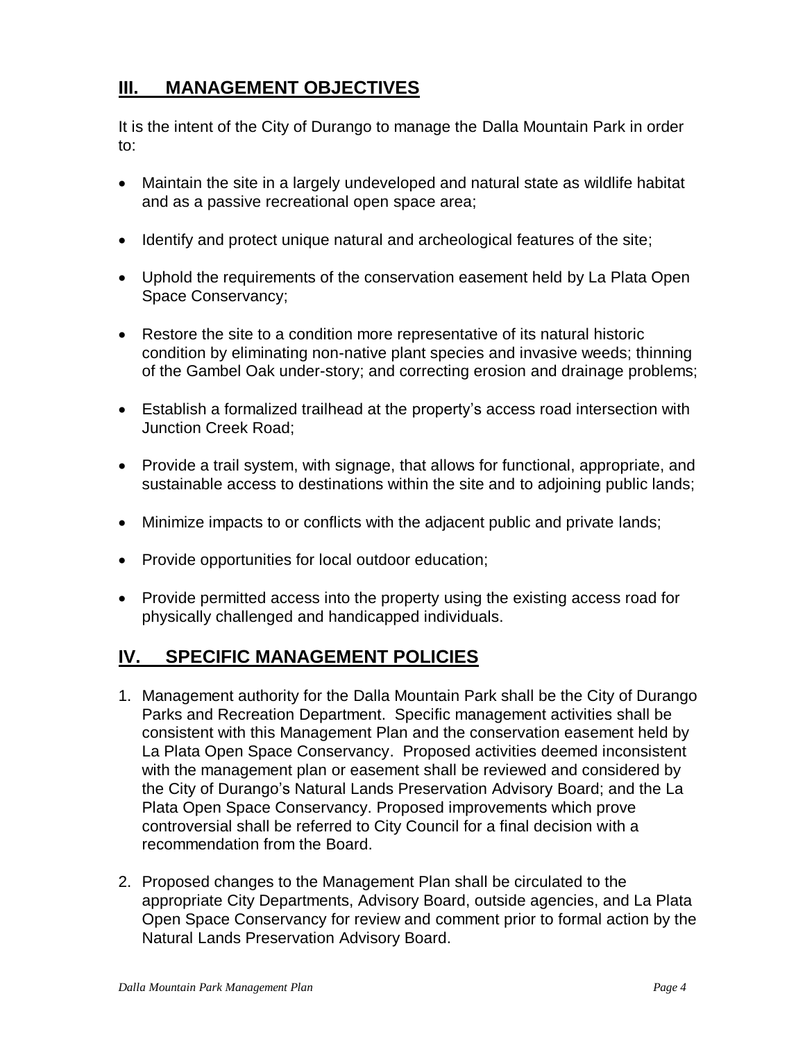## III. MANAGEMENT OBJECTIVES

It is the intent of the City of Durango to manage the Dalla Mountain Park in order to:

- Maintain the site in a largely undeveloped and natural state as wildlife habitat and as a passive recreational open space area;
- Identify and protect unique natural and archeological features of the site;
- Uphold the requirements of the conservation easement held by La Plata Open Space Conservancy;
- Restore the site to a condition more representative of its natural historic condition by eliminating non-native plant species and invasive weeds; thinning of the Gambel Oak under-story; and correcting erosion and drainage problems;
- Establish a formalized trailhead at the property's access road intersection with Junction Creek Road;
- Provide a trail system, with signage, that allows for functional, appropriate, and sustainable access to destinations within the site and to adjoining public lands;
- Minimize impacts to or conflicts with the adjacent public and private lands;
- Provide opportunities for local outdoor education;
- Provide permitted access into the property using the existing access road for physically challenged and handicapped individuals.

## IV. SPECIFIC MANAGEMENT POLICIES

1. Management authority for the Dalla Mountain Park shall be the City of Durango Parks and Recreation Department. Specific management activities shall be consistent with this Management Plan and the conservation easement held by La Plata Open Space Conservancy. Proposed activities deemed inconsistent with the management plan or easement shall be reviewed and considered by the City of Durango's Natural Lands Preservation Advisory Board; and the La Plata Open Space Conservancy. Proposed improvements which prove controversial shall be referred to City Council for a final decision with a recommendation from the Board.
2. Proposed changes to the Management Plan shall be circulated to the appropriate City Departments, Advisory Board, outside agencies, and La Plata Open Space Conservancy for review and comment prior to formal action by the Natural Lands Preservation Advisory Board.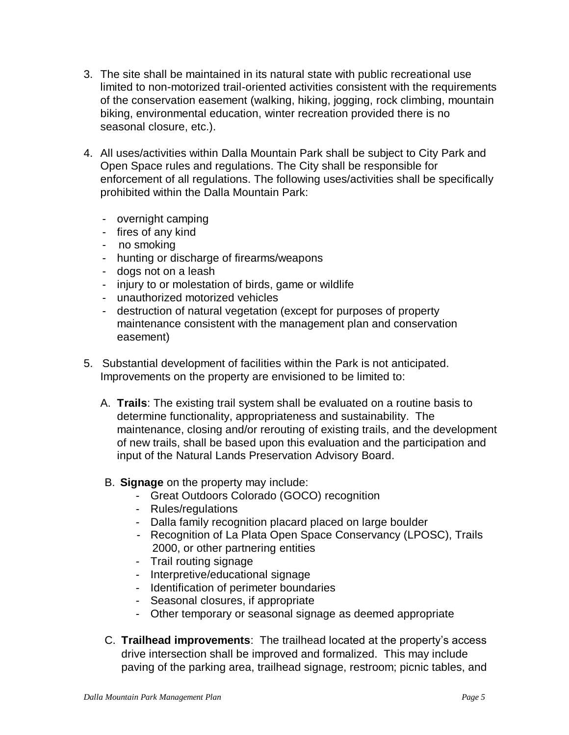3. The site shall be maintained in its natural state with public recreational use limited to non-motorized trail-oriented activities consistent with the requirements of the conservation easement (walking, hiking, jogging, rock climbing, mountain biking, environmental education, winter recreation provided there is no seasonal closure, etc.).

4. All uses/activities within Dalla Mountain Park shall be subject to City Park and Open Space rules and regulations. The City shall be responsible for enforcement of all regulations. The following uses/activities shall be specifically prohibited within the Dalla Mountain Park:

   - overnight camping
   - fires of any kind
   - no smoking
   - hunting or discharge of firearms/weapons
   - dogs not on a leash
   - injury to or molestation of birds, game or wildlife
   - unauthorized motorized vehicles
   - destruction of natural vegetation (except for purposes of property maintenance consistent with the management plan and conservation easement)

5. Substantial development of facilities within the Park is not anticipated. Improvements on the property are envisioned to be limited to:

   A. **Trails**: The existing trail system shall be evaluated on a routine basis to determine functionality, appropriateness and sustainability. The maintenance, closing and/or rerouting of existing trails, and the development of new trails, shall be based upon this evaluation and the participation and input of the Natural Lands Preservation Advisory Board.

   B. **Signage** on the property may include:
      - Great Outdoors Colorado (GOCO) recognition
      - Rules/regulations
      - Dalla family recognition placard placed on large boulder
      - Recognition of La Plata Open Space Conservancy (LPOSC), Trails 2000, or other partnering entities
      - Trail routing signage
      - Interpretive/educational signage
      - Identification of perimeter boundaries
      - Seasonal closures, if appropriate
      - Other temporary or seasonal signage as deemed appropriate

   C. **Trailhead improvements**: The trailhead located at the property's access drive intersection shall be improved and formalized. This may include paving of the parking area, trailhead signage, restroom; picnic tables, and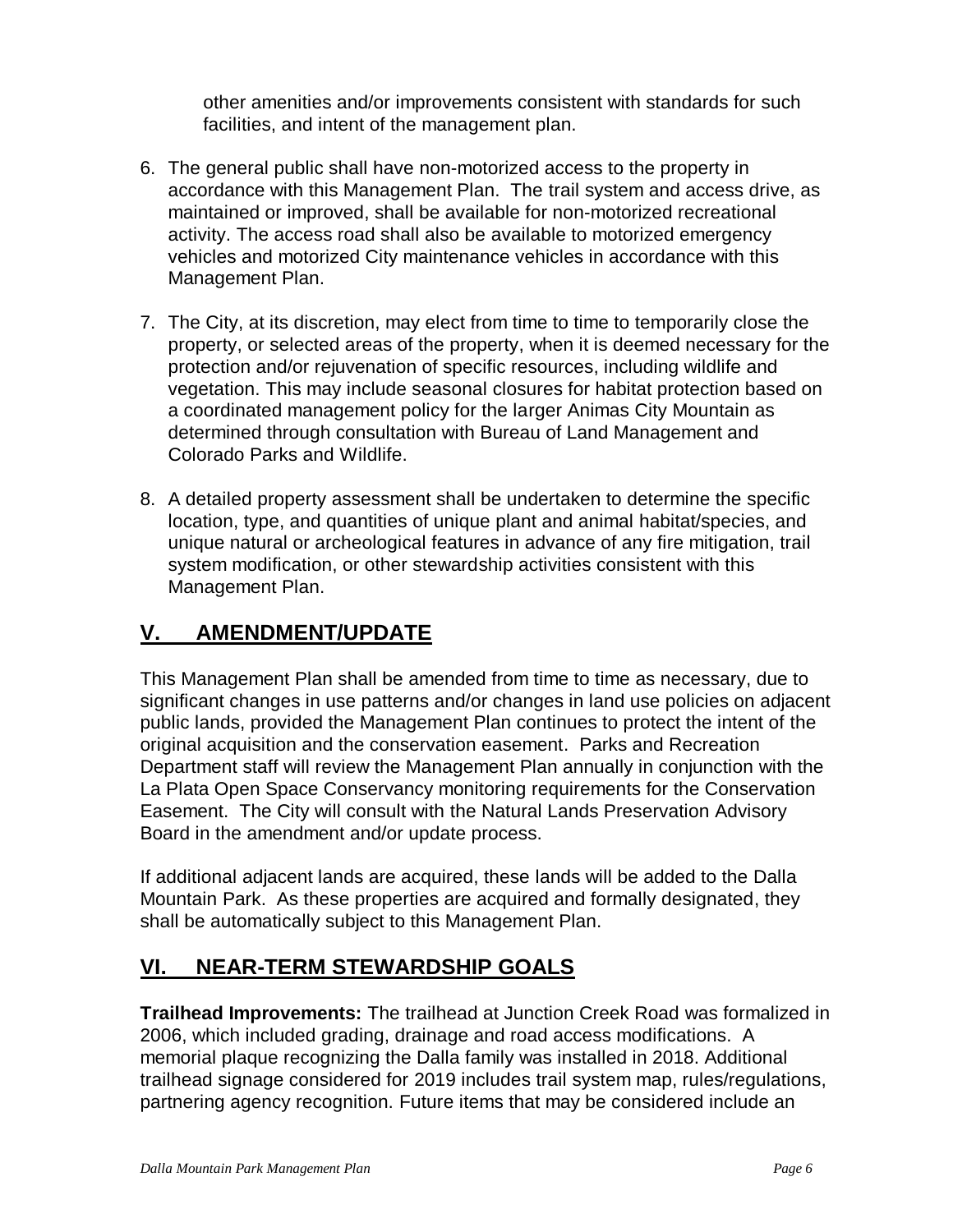other amenities and/or improvements consistent with standards for such facilities, and intent of the management plan.

6. The general public shall have non-motorized access to the property in accordance with this Management Plan. The trail system and access drive, as maintained or improved, shall be available for non-motorized recreational activity. The access road shall also be available to motorized emergency vehicles and motorized City maintenance vehicles in accordance with this Management Plan.

7. The City, at its discretion, may elect from time to time to temporarily close the property, or selected areas of the property, when it is deemed necessary for the protection and/or rejuvenation of specific resources, including wildlife and vegetation. This may include seasonal closures for habitat protection based on a coordinated management policy for the larger Animas City Mountain as determined through consultation with Bureau of Land Management and Colorado Parks and Wildlife.

8. A detailed property assessment shall be undertaken to determine the specific location, type, and quantities of unique plant and animal habitat/species, and unique natural or archeological features in advance of any fire mitigation, trail system modification, or other stewardship activities consistent with this Management Plan.

## V. AMENDMENT/UPDATE

This Management Plan shall be amended from time to time as necessary, due to significant changes in use patterns and/or changes in land use policies on adjacent public lands, provided the Management Plan continues to protect the intent of the original acquisition and the conservation easement. Parks and Recreation Department staff will review the Management Plan annually in conjunction with the La Plata Open Space Conservancy monitoring requirements for the Conservation Easement. The City will consult with the Natural Lands Preservation Advisory Board in the amendment and/or update process.

If additional adjacent lands are acquired, these lands will be added to the Dalla Mountain Park. As these properties are acquired and formally designated, they shall be automatically subject to this Management Plan.

## VI. NEAR-TERM STEWARDSHIP GOALS

**Trailhead Improvements:** The trailhead at Junction Creek Road was formalized in 2006, which included grading, drainage and road access modifications. A memorial plaque recognizing the Dalla family was installed in 2018. Additional trailhead signage considered for 2019 includes trail system map, rules/regulations, partnering agency recognition. Future items that may be considered include an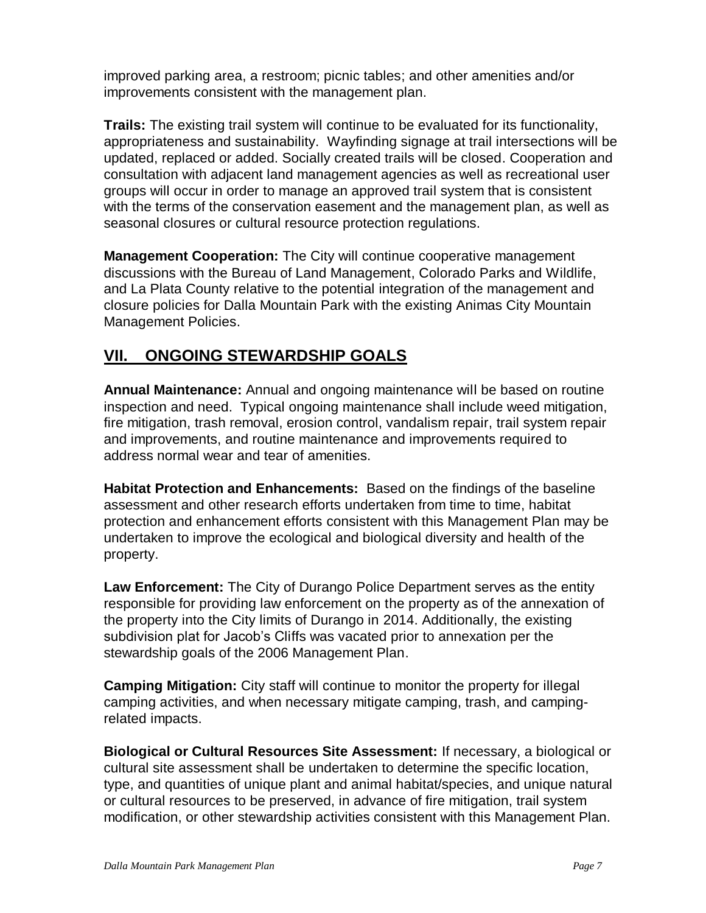improved parking area, a restroom; picnic tables; and other amenities and/or improvements consistent with the management plan.

**Trails:** The existing trail system will continue to be evaluated for its functionality, appropriateness and sustainability. Wayfinding signage at trail intersections will be updated, replaced or added. Socially created trails will be closed. Cooperation and consultation with adjacent land management agencies as well as recreational user groups will occur in order to manage an approved trail system that is consistent with the terms of the conservation easement and the management plan, as well as seasonal closures or cultural resource protection regulations.

**Management Cooperation:** The City will continue cooperative management discussions with the Bureau of Land Management, Colorado Parks and Wildlife, and La Plata County relative to the potential integration of the management and closure policies for Dalla Mountain Park with the existing Animas City Mountain Management Policies.

## VII. ONGOING STEWARDSHIP GOALS

**Annual Maintenance:** Annual and ongoing maintenance will be based on routine inspection and need. Typical ongoing maintenance shall include weed mitigation, fire mitigation, trash removal, erosion control, vandalism repair, trail system repair and improvements, and routine maintenance and improvements required to address normal wear and tear of amenities.

**Habitat Protection and Enhancements:** Based on the findings of the baseline assessment and other research efforts undertaken from time to time, habitat protection and enhancement efforts consistent with this Management Plan may be undertaken to improve the ecological and biological diversity and health of the property.

**Law Enforcement:** The City of Durango Police Department serves as the entity responsible for providing law enforcement on the property as of the annexation of the property into the City limits of Durango in 2014. Additionally, the existing subdivision plat for Jacob's Cliffs was vacated prior to annexation per the stewardship goals of the 2006 Management Plan.

**Camping Mitigation:** City staff will continue to monitor the property for illegal camping activities, and when necessary mitigate camping, trash, and camping-related impacts.

**Biological or Cultural Resources Site Assessment:** If necessary, a biological or cultural site assessment shall be undertaken to determine the specific location, type, and quantities of unique plant and animal habitat/species, and unique natural or cultural resources to be preserved, in advance of fire mitigation, trail system modification, or other stewardship activities consistent with this Management Plan.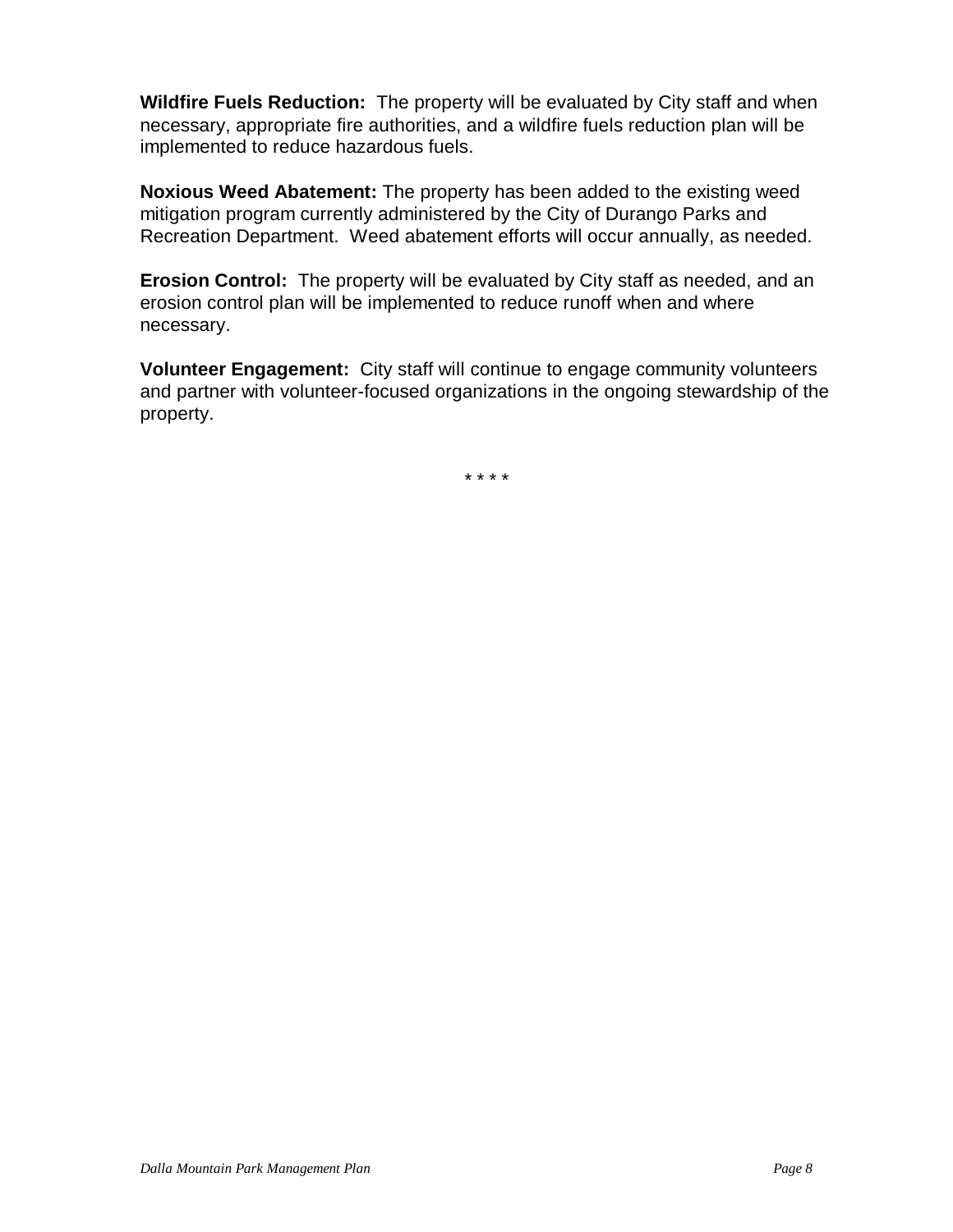**Wildfire Fuels Reduction:** The property will be evaluated by City staff and when necessary, appropriate fire authorities, and a wildfire fuels reduction plan will be implemented to reduce hazardous fuels.

**Noxious Weed Abatement:** The property has been added to the existing weed mitigation program currently administered by the City of Durango Parks and Recreation Department. Weed abatement efforts will occur annually, as needed.

**Erosion Control:** The property will be evaluated by City staff as needed, and an erosion control plan will be implemented to reduce runoff when and where necessary.

**Volunteer Engagement:** City staff will continue to engage community volunteers and partner with volunteer-focused organizations in the ongoing stewardship of the property.

* * * *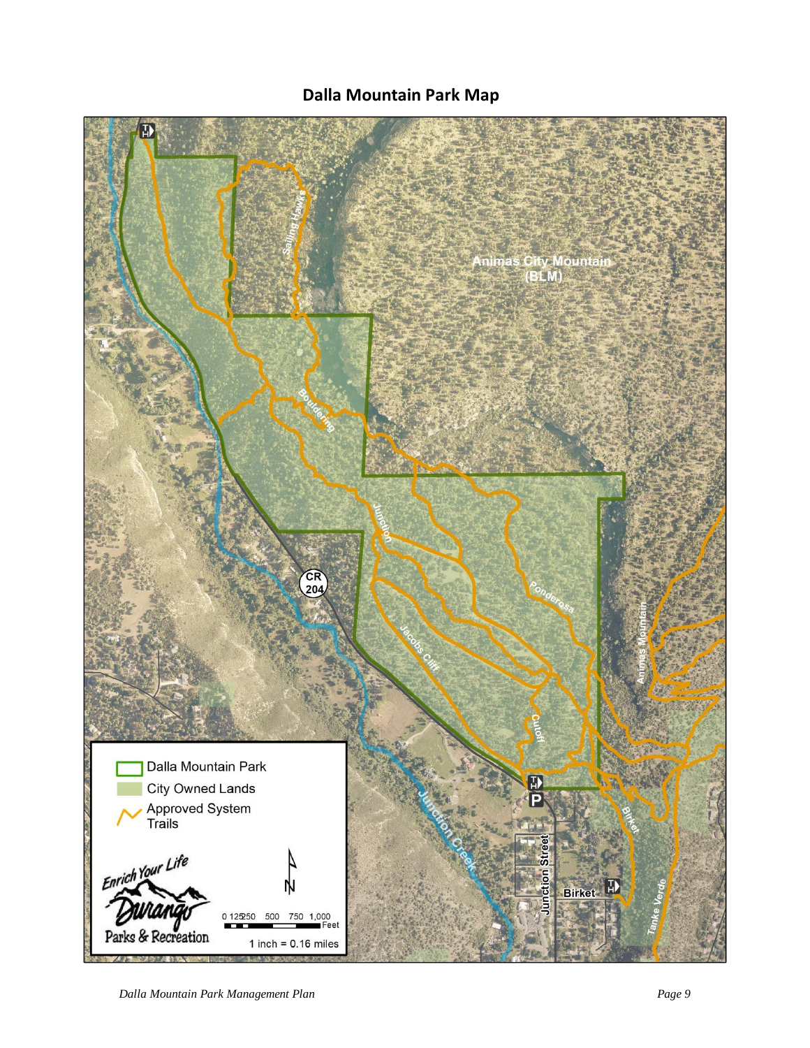## Dalla Mountain Park Map

Animas City Mountain (BLM)

Sailing Hawks

Bouldering

Junction

Ponderosa

Jacobs Cliff

Cutoff

Animas Mountain

Birket

Tanke Verde

CR 204

Junction Creek

Junction Street

Birket

Dalla Mountain Park

City Owned Lands

Approved System Trails

Enrich Your Life

Durango Parks & Recreation

0 125 250 500 750 1,000 Feet

1 inch = 0.16 miles